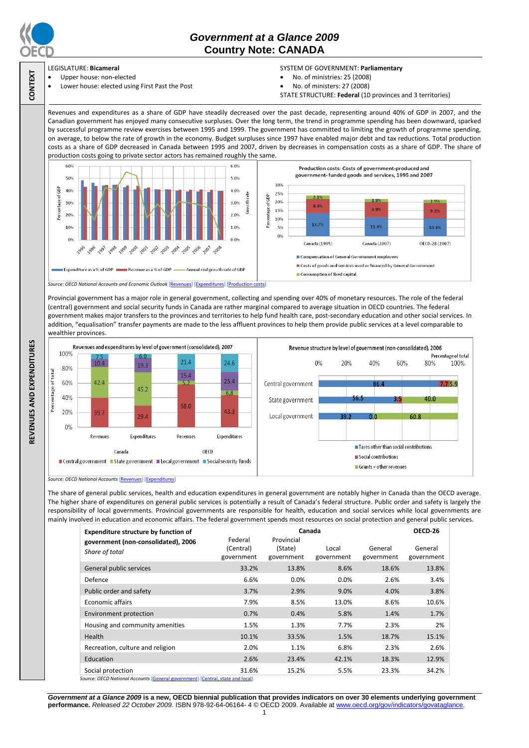# Government at a Glance 2009
## Country Note: CANADA

**CONTEXT**

LEGISLATURE: **Bicameral**

- Upper house: non-elected
- Lower house: elected using First Past the Post

SYSTEM OF GOVERNMENT: **Parliamentary**

- No. of ministries: 25 (2008)
- No. of ministers: 27 (2008)

STATE STRUCTURE: **Federal** (10 provinces and 3 territories)

**REVENUES AND EXPENDITURES**

Revenues and expenditures as a share of GDP have steadily decreased over the past decade, representing around 40% of GDP in 2007, and the Canadian government has enjoyed many consecutive surpluses. Over the long term, the trend in programme spending has been downward, sparked by successful programme review exercises between 1995 and 1999. The government has committed to limiting the growth of programme spending, on average, to below the rate of growth in the economy. Budget surpluses since 1997 have enabled major debt and tax reductions. Total production costs as a share of GDP decreased in Canada between 1995 and 2007, driven by decreases in compensation costs as a share of GDP. The share of production costs going to private sector actors has remained roughly the same.

Production costs: Costs of government-produced and government-funded goods and services, 1995 and 2007

| | Canada (1995) | Canada (2007) | OECD-28 (2007) |
|---|---|---|---|
| Compensation of General Government employees | 13.7% | 11.4% | 10.4% |
| Costs of goods and services used or financed by General Government | 8.4% | 8.8% | 9.3% |
| Consumption of fixed capital | 2.1% | 1.8% | 1.9% |

*Source: OECD National Accounts and Economic Outlook* [Revenues] [Expenditures] [Production costs]

Provincial government has a major role in general government, collecting and spending over 40% of monetary resources. The role of the federal (central) government and social security funds in Canada are rather marginal compared to average situation in OECD countries. The federal government makes major transfers to the provinces and territories to help fund health care, post-secondary education and other social services. In addition, "equalisation" transfer payments are made to the less affluent provinces to help them provide public services at a level comparable to wealthier provinces.

Revenues and expenditures by level of government (consolidated), 2007 (Percentage of total)

| | Canada Revenues | Canada Expenditures | OECD Revenues | OECD Expenditures |
|---|---|---|---|---|
| Central government | 39.7 | 29.4 | 58.0 | 43.3 |
| State government | 42.4 | 45.2 | 5.2 | 6.8 |
| Local government | 10.4 | 19.3 | 15.4 | 25.4 |
| Social security funds | 7.5 | 6.0 | 21.4 | 24.6 |

Revenue structure by level of government (non-consolidated), 2006 (Percentage of total)

| | Taxes other than social contributions | Social contributions | Grants + other revenues |
|---|---|---|---|
| Central government | 86.4 | 7.7 | 5.9 |
| State government | 56.5 | 3.5 | 40.0 |
| Local government | 39.2 | 0.0 | 60.8 |

*Source: OECD National Accounts* [Revenues] [Expenditures]

The share of general public services, health and education expenditures in general government are notably higher in Canada than the OECD average. The higher share of expenditures on general public services is potentially a result of Canada's federal structure. Public order and safety is largely the responsibility of local governments. Provincial governments are responsible for health, education and social services while local governments are mainly involved in education and economic affairs. The federal government spends most resources on social protection and general public services.

| **Expenditure structure by function of government (non-consolidated), 2006** *Share of total* | Canada | | | | OECD-26 |
|---|---|---|---|---|---|
| | Federal (Central) government | Provincial (State) government | Local government | General government | General government |
| General public services | 33.2% | 13.8% | 8.6% | 18.6% | 13.8% |
| Defence | 6.6% | 0.0% | 0.0% | 2.6% | 3.4% |
| Public order and safety | 3.7% | 2.9% | 9.0% | 4.0% | 3.8% |
| Economic affairs | 7.9% | 8.5% | 13.0% | 8.6% | 10.6% |
| Environment protection | 0.7% | 0.4% | 5.8% | 1.4% | 1.7% |
| Housing and community amenities | 1.5% | 1.3% | 7.7% | 2.3% | 2% |
| Health | 10.1% | 33.5% | 1.5% | 18.7% | 15.1% |
| Recreation, culture and religion | 2.0% | 1.1% | 6.8% | 2.3% | 2.6% |
| Education | 2.6% | 23.4% | 42.1% | 18.3% | 12.9% |
| Social protection | 31.6% | 15.2% | 5.5% | 23.3% | 34.2% |

*Source: OECD National Accounts* [General government] [Central, state and local]

***Government at a Glance 2009*** **is a new, OECD biennial publication that provides indicators on over 30 elements underlying government performance.** *Released 22 October 2009.* ISBN 978-92-64-06164- 4 © OECD 2009. Available at www.oecd.org/gov/indicators/govataglance.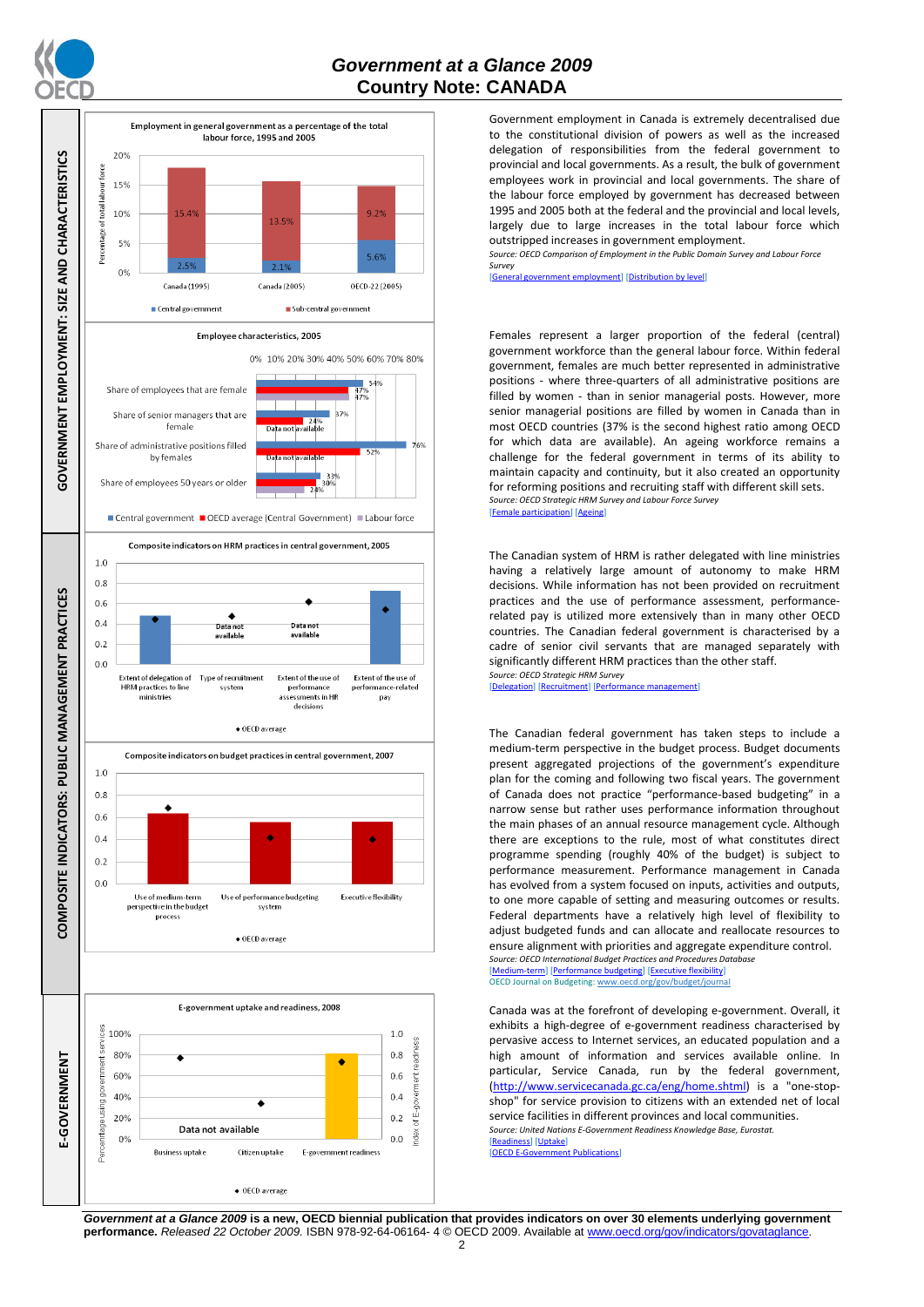# Government at a Glance 2009
## Country Note: CANADA

## GOVERNMENT EMPLOYMENT: SIZE AND CHARACTERISTICS

**Employment in general government as a percentage of the total labour force, 1995 and 2005**

| | Central government | Sub-central government |
|---|---|---|
| Canada (1995) | 2.5% | 15.4% |
| Canada (2005) | 2.1% | 13.5% |
| OECD-22 (2005) | 5.6% | 9.2% |

Government employment in Canada is extremely decentralised due to the constitutional division of powers as well as the increased delegation of responsibilities from the federal government to provincial and local governments. As a result, the bulk of government employees work in provincial and local governments. The share of the labour force employed by government has decreased between 1995 and 2005 both at the federal and the provincial and local levels, largely due to large increases in the total labour force which outstripped increases in government employment.

*Source: OECD Comparison of Employment in the Public Domain Survey and Labour Force Survey*

[General government employment] [Distribution by level]

**Employee characteristics, 2005**

| | Central government | OECD average (Central Government) | Labour force |
|---|---|---|---|
| Share of employees that are female | 54% | 47% | 47% |
| Share of senior managers that are female | 37% | 24% | Data not available |
| Share of administrative positions filled by females | 76% | 52% | Data not available |
| Share of employees 50 years or older | 33% | 30% | 24% |

Females represent a larger proportion of the federal (central) government workforce than the general labour force. Within federal government, females are much better represented in administrative positions - where three-quarters of all administrative positions are filled by women - than in senior managerial posts. However, more senior managerial positions are filled by women in Canada than in most OECD countries (37% is the second highest ratio among OECD for which data are available). An ageing workforce remains a challenge for the federal government in terms of its ability to maintain capacity and continuity, but it also created an opportunity for reforming positions and recruiting staff with different skill sets.

*Source: OECD Strategic HRM Survey and Labour Force Survey*

[Female participation] [Ageing]

## COMPOSITE INDICATORS: PUBLIC MANAGEMENT PRACTICES

**Composite indicators on HRM practices in central government, 2005**

Indicators: Extent of delegation of HRM practices to line ministries; Type of recruitment system (Data not available); Extent of the use of performance assessments in HR decisions (Data not available); Extent of the use of performance-related pay. ◆ OECD average

The Canadian system of HRM is rather delegated with line ministries having a relatively large amount of autonomy to make HRM decisions. While information has not been provided on recruitment practices and the use of performance assessment, performance-related pay is utilized more extensively than in many other OECD countries. The Canadian federal government is characterised by a cadre of senior civil servants that are managed separately with significantly different HRM practices than the other staff.

*Source: OECD Strategic HRM Survey*

[Delegation] [Recruitment] [Performance management]

**Composite indicators on budget practices in central government, 2007**

Indicators: Use of medium-term perspective in the budget process; Use of performance budgeting system; Executive flexibility. ◆ OECD average

The Canadian federal government has taken steps to include a medium-term perspective in the budget process. Budget documents present aggregated projections of the government's expenditure plan for the coming and following two fiscal years. The government of Canada does not practice "performance-based budgeting" in a narrow sense but rather uses performance information throughout the main phases of an annual resource management cycle. Although there are exceptions to the rule, most of what constitutes direct programme spending (roughly 40% of the budget) is subject to performance measurement. Performance management in Canada has evolved from a system focused on inputs, activities and outputs, to one more capable of setting and measuring outcomes or results. Federal departments have a relatively high level of flexibility to adjust budgeted funds and can allocate and reallocate resources to ensure alignment with priorities and aggregate expenditure control.

*Source: OECD International Budget Practices and Procedures Database*

[Medium-term] [Performance budgeting] [Executive flexibility]

OECD Journal on Budgeting: www.oecd.org/gov/budget/journal

## E-GOVERNMENT

**E-government uptake and readiness, 2008**

Indicators: Business uptake; Citizen uptake (Data not available); E-government readiness. ◆ OECD average

Canada was at the forefront of developing e-government. Overall, it exhibits a high-degree of e-government readiness characterised by pervasive access to Internet services, an educated population and a high amount of information and services available online. In particular, Service Canada, run by the federal government, (http://www.servicecanada.gc.ca/eng/home.shtml) is a "one-stop-shop" for service provision to citizens with an extended net of local service facilities in different provinces and local communities.

*Source: United Nations E-Government Readiness Knowledge Base, Eurostat.*

[Readiness] [Uptake]

[OECD E-Government Publications]

***Government at a Glance 2009*** **is a new, OECD biennial publication that provides indicators on over 30 elements underlying government performance.** *Released 22 October 2009.* ISBN 978-92-64-06164- 4 © OECD 2009. Available at www.oecd.org/gov/indicators/govataglance.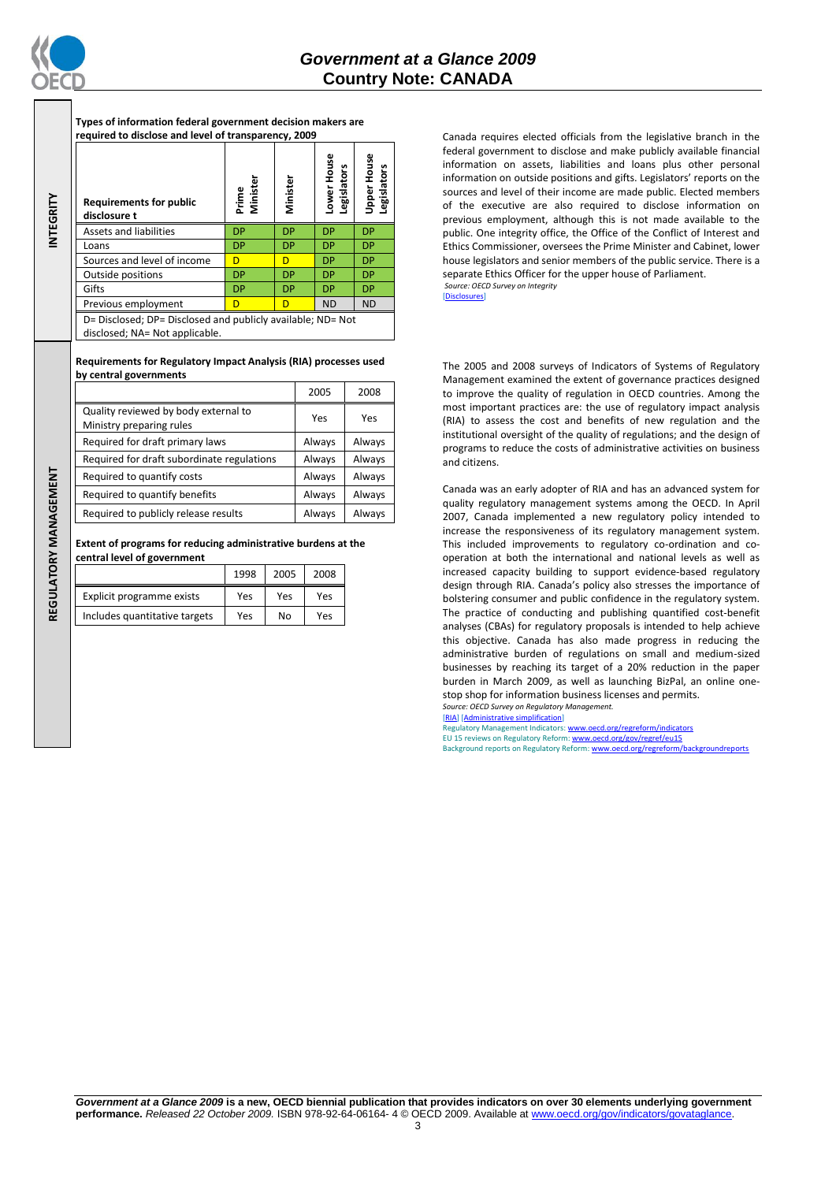**INTEGRITY**

**Types of information federal government decision makers are required to disclose and level of transparency, 2009**

| Requirements for public disclosure t | Prime Minister | Minister | Lower House Legislators | Upper House Legislators |
|---|---|---|---|---|
| Assets and liabilities | DP | DP | DP | DP |
| Loans | DP | DP | DP | DP |
| Sources and level of income | D | D | DP | DP |
| Outside positions | DP | DP | DP | DP |
| Gifts | DP | DP | DP | DP |
| Previous employment | D | D | ND | ND |

D= Disclosed; DP= Disclosed and publicly available; ND= Not disclosed; NA= Not applicable.

Canada requires elected officials from the legislative branch in the federal government to disclose and make publicly available financial information on assets, liabilities and loans plus other personal information on outside positions and gifts. Legislators' reports on the sources and level of their income are made public. Elected members of the executive are also required to disclose information on previous employment, although this is not made available to the public. One integrity office, the Office of the Conflict of Interest and Ethics Commissioner, oversees the Prime Minister and Cabinet, lower house legislators and senior members of the public service. There is a separate Ethics Officer for the upper house of Parliament.

*Source: OECD Survey on Integrity*

[Disclosures]

**REGULATORY MANAGEMENT**

**Requirements for Regulatory Impact Analysis (RIA) processes used by central governments**

| | 2005 | 2008 |
|---|---|---|
| Quality reviewed by body external to Ministry preparing rules | Yes | Yes |
| Required for draft primary laws | Always | Always |
| Required for draft subordinate regulations | Always | Always |
| Required to quantify costs | Always | Always |
| Required to quantify benefits | Always | Always |
| Required to publicly release results | Always | Always |

**Extent of programs for reducing administrative burdens at the central level of government**

| | 1998 | 2005 | 2008 |
|---|---|---|---|
| Explicit programme exists | Yes | Yes | Yes |
| Includes quantitative targets | Yes | No | Yes |

The 2005 and 2008 surveys of Indicators of Systems of Regulatory Management examined the extent of governance practices designed to improve the quality of regulation in OECD countries. Among the most important practices are: the use of regulatory impact analysis (RIA) to assess the cost and benefits of new regulation and the institutional oversight of the quality of regulations; and the design of programs to reduce the costs of administrative activities on business and citizens.

Canada was an early adopter of RIA and has an advanced system for quality regulatory management systems among the OECD. In April 2007, Canada implemented a new regulatory policy intended to increase the responsiveness of its regulatory management system. This included improvements to regulatory co-ordination and co-operation at both the international and national levels as well as increased capacity building to support evidence-based regulatory design through RIA. Canada's policy also stresses the importance of bolstering consumer and public confidence in the regulatory system. The practice of conducting and publishing quantified cost-benefit analyses (CBAs) for regulatory proposals is intended to help achieve this objective. Canada has also made progress in reducing the administrative burden of regulations on small and medium-sized businesses by reaching its target of a 20% reduction in the paper burden in March 2009, as well as launching BizPal, an online one-stop shop for information business licenses and permits.

*Source: OECD Survey on Regulatory Management.*

[RIA] [Administrative simplification]

Regulatory Management Indicators: www.oecd.org/regreform/indicators

EU 15 reviews on Regulatory Reform: www.oecd.org/gov/regref/eu15

Background reports on Regulatory Reform: www.oecd.org/regreform/backgroundreports

***Government at a Glance 2009* is a new, OECD biennial publication that provides indicators on over 30 elements underlying government performance.** *Released 22 October 2009.* ISBN 978-92-64-06164- 4 © OECD 2009. Available at www.oecd.org/gov/indicators/govataglance.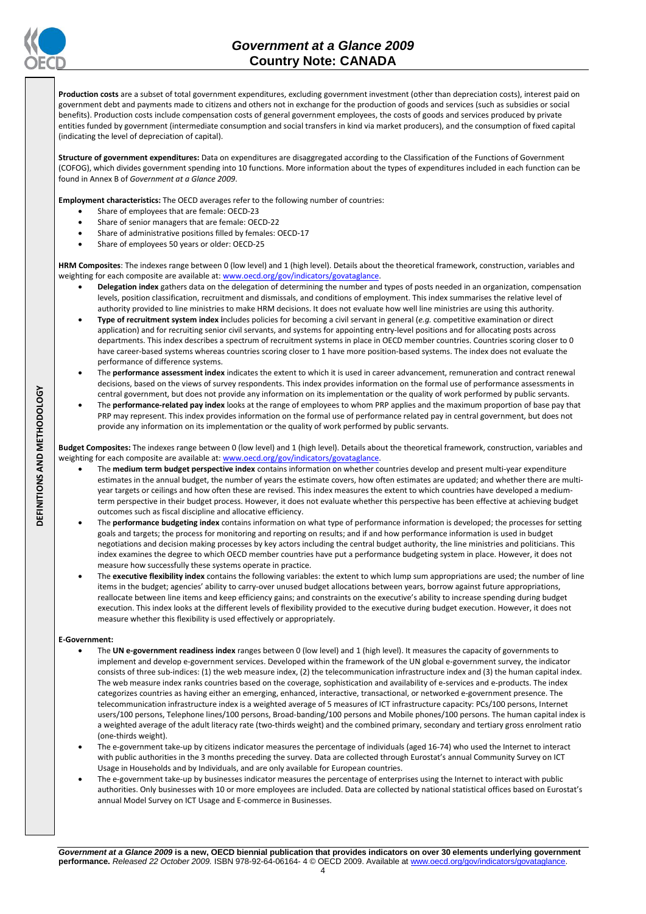**Production costs** are a subset of total government expenditures, excluding government investment (other than depreciation costs), interest paid on government debt and payments made to citizens and others not in exchange for the production of goods and services (such as subsidies or social benefits). Production costs include compensation costs of general government employees, the costs of goods and services produced by private entities funded by government (intermediate consumption and social transfers in kind via market producers), and the consumption of fixed capital (indicating the level of depreciation of capital).

**Structure of government expenditures:** Data on expenditures are disaggregated according to the Classification of the Functions of Government (COFOG), which divides government spending into 10 functions. More information about the types of expenditures included in each function can be found in Annex B of *Government at a Glance 2009*.

**Employment characteristics:** The OECD averages refer to the following number of countries:

- Share of employees that are female: OECD-23
- Share of senior managers that are female: OECD-22
- Share of administrative positions filled by females: OECD-17
- Share of employees 50 years or older: OECD-25

**HRM Composites**: The indexes range between 0 (low level) and 1 (high level). Details about the theoretical framework, construction, variables and weighting for each composite are available at: www.oecd.org/gov/indicators/govataglance.

- **Delegation index** gathers data on the delegation of determining the number and types of posts needed in an organization, compensation levels, position classification, recruitment and dismissals, and conditions of employment. This index summarises the relative level of authority provided to line ministries to make HRM decisions. It does not evaluate how well line ministries are using this authority.
- **Type of recruitment system index i**ncludes policies for becoming a civil servant in general (*e.g.* competitive examination or direct application) and for recruiting senior civil servants, and systems for appointing entry-level positions and for allocating posts across departments. This index describes a spectrum of recruitment systems in place in OECD member countries. Countries scoring closer to 0 have career-based systems whereas countries scoring closer to 1 have more position-based systems. The index does not evaluate the performance of difference systems.
- The **performance assessment index** indicates the extent to which it is used in career advancement, remuneration and contract renewal decisions, based on the views of survey respondents. This index provides information on the formal use of performance assessments in central government, but does not provide any information on its implementation or the quality of work performed by public servants.
- The **performance-related pay index** looks at the range of employees to whom PRP applies and the maximum proportion of base pay that PRP may represent. This index provides information on the formal use of performance related pay in central government, but does not provide any information on its implementation or the quality of work performed by public servants.

**Budget Composites:** The indexes range between 0 (low level) and 1 (high level). Details about the theoretical framework, construction, variables and weighting for each composite are available at: www.oecd.org/gov/indicators/govataglance.

- The **medium term budget perspective index** contains information on whether countries develop and present multi-year expenditure estimates in the annual budget, the number of years the estimate covers, how often estimates are updated; and whether there are multi-year targets or ceilings and how often these are revised. This index measures the extent to which countries have developed a medium-term perspective in their budget process. However, it does not evaluate whether this perspective has been effective at achieving budget outcomes such as fiscal discipline and allocative efficiency.
- The **performance budgeting index** contains information on what type of performance information is developed; the processes for setting goals and targets; the process for monitoring and reporting on results; and if and how performance information is used in budget negotiations and decision making processes by key actors including the central budget authority, the line ministries and politicians. This index examines the degree to which OECD member countries have put a performance budgeting system in place. However, it does not measure how successfully these systems operate in practice.
- The **executive flexibility index** contains the following variables: the extent to which lump sum appropriations are used; the number of line items in the budget; agencies' ability to carry-over unused budget allocations between years, borrow against future appropriations, reallocate between line items and keep efficiency gains; and constraints on the executive's ability to increase spending during budget execution. This index looks at the different levels of flexibility provided to the executive during budget execution. However, it does not measure whether this flexibility is used effectively or appropriately.

**E-Government:**

- The **UN e-government readiness index** ranges between 0 (low level) and 1 (high level). It measures the capacity of governments to implement and develop e-government services. Developed within the framework of the UN global e-government survey, the indicator consists of three sub-indices: (1) the web measure index, (2) the telecommunication infrastructure index and (3) the human capital index. The web measure index ranks countries based on the coverage, sophistication and availability of e-services and e-products. The index categorizes countries as having either an emerging, enhanced, interactive, transactional, or networked e-government presence. The telecommunication infrastructure index is a weighted average of 5 measures of ICT infrastructure capacity: PCs/100 persons, Internet users/100 persons, Telephone lines/100 persons, Broad-banding/100 persons and Mobile phones/100 persons. The human capital index is a weighted average of the adult literacy rate (two-thirds weight) and the combined primary, secondary and tertiary gross enrolment ratio (one-thirds weight).
- The e-government take-up by citizens indicator measures the percentage of individuals (aged 16-74) who used the Internet to interact with public authorities in the 3 months preceding the survey. Data are collected through Eurostat's annual Community Survey on ICT Usage in Households and by Individuals, and are only available for European countries.
- The e-government take-up by businesses indicator measures the percentage of enterprises using the Internet to interact with public authorities. Only businesses with 10 or more employees are included. Data are collected by national statistical offices based on Eurostat's annual Model Survey on ICT Usage and E-commerce in Businesses.